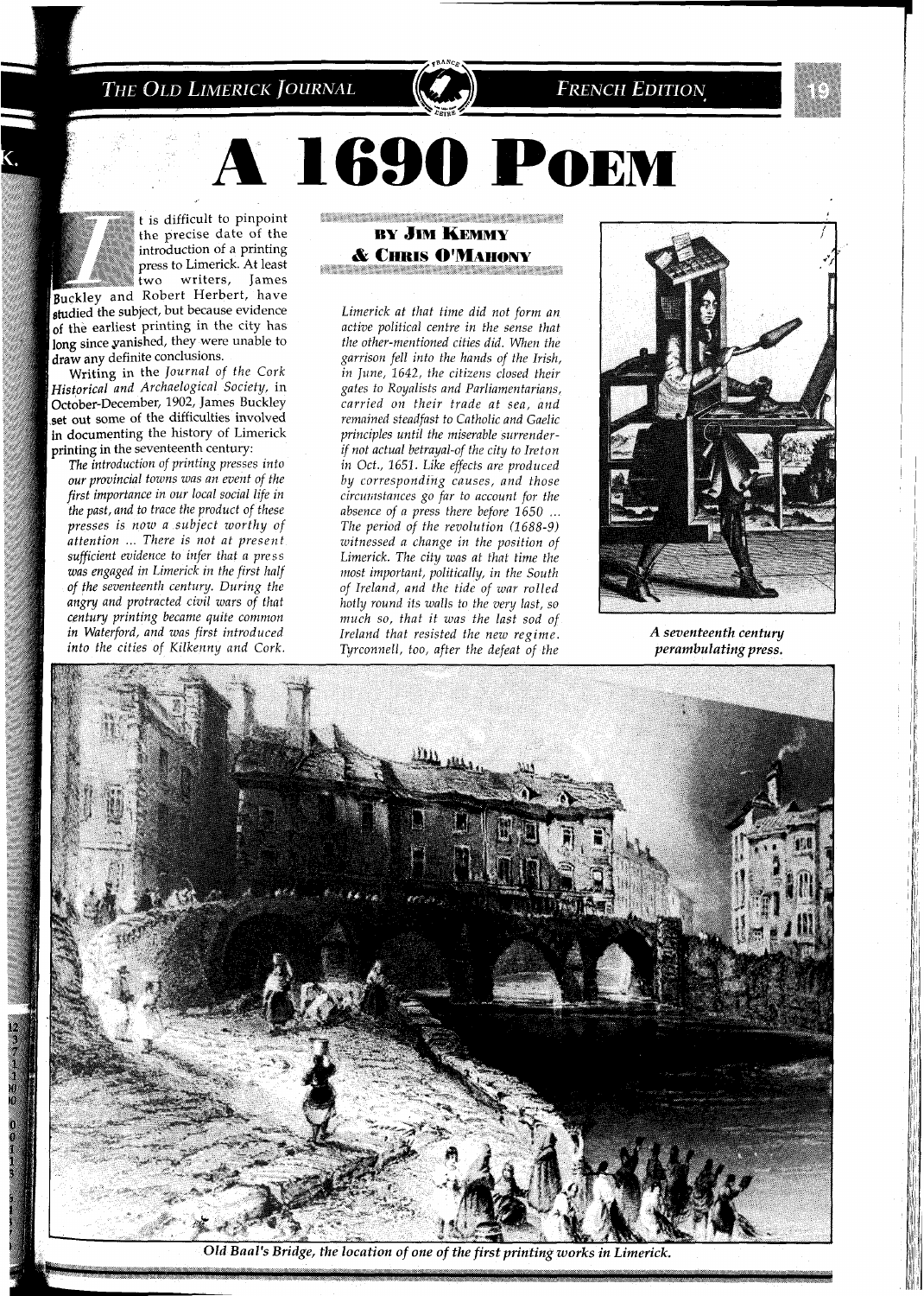# A 1690 Poem

**By Jim Kemmy & Chris O'Mahony**

It is difficult to pinpoint the precise date of the introduction of a printing press to Limerick. At least two writers, James Buckley and Robert Herbert, have studied the subject, but because evidence of the earliest printing in the city has long since vanished, they were unable to draw any definite conclusions.

Writing in the *Journal of the Cork Historical and Archaeological Society*, in October-December, 1902, James Buckley set out some of the difficulties involved in documenting the history of Limerick printing in the seventeenth century:

*The introduction of printing presses into our provincial towns was an event of the first importance in our local social life in the past, and to trace the product of these presses is now a subject worthy of attention ... There is not at present sufficient evidence to infer that a press was engaged in Limerick in the first half of the seventeenth century. During the angry and protracted civil wars of that century printing became quite common in Waterford, and was first introduced into the cities of Kilkenny and Cork. Limerick at that time did not form an active political centre in the sense that the other-mentioned cities did. When the garrison fell into the hands of the Irish, in June, 1642, the citizens closed their gates to Royalists and Parliamentarians, carried on their trade at sea, and remained steadfast to Catholic and Gaelic principles until the miserable surrender-if not actual betrayal-of the city to Ireton in Oct., 1651. Like effects are produced by corresponding causes, and those circumstances go far to account for the absence of a press there before 1650 ... The period of the revolution (1688-9) witnessed a change in the position of Limerick. The city was at that time the most important, politically, in the South of Ireland, and the tide of war rolled hotly round its walls to the very last, so much so, that it was the last sod of Ireland that resisted the new regime. Tyrconnell, too, after the defeat of the*

**A seventeenth century perambulating press.**

**Old Baal's Bridge, the location of one of the first printing works in Limerick.**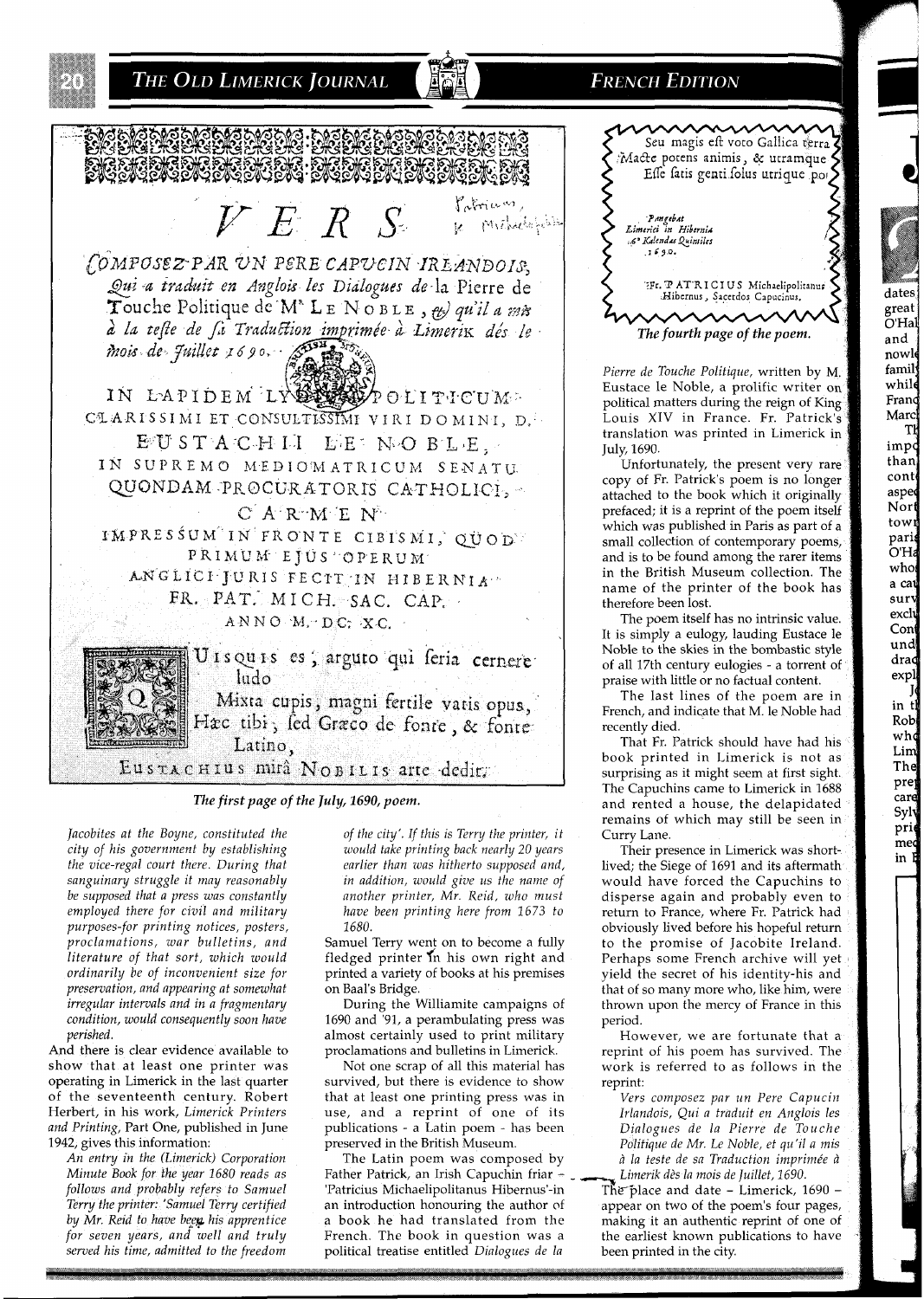# VERS

COMPOSEZ PAR UN PERE CAPUCIN IRLANDOIS, Qui a traduit en Anglois les Dialogues de la Pierre de Touche Politique de Mr LE NOBLE, & qu'il a mis à la teste de sa Traduction imprimée à Limerik dés le mois de Juillet 1690.

IN LAPIDEM LYDIUM POLITICUM CLARISSIMI ET CONSULTISSIMI VIRI DOMINI, D. EUSTACHII LE NOBLE, IN SUPREMO MEDIOMATRICUM SENATU QUONDAM PROCURATORIS CATHOLICI, CARMEN IMPRESSUM IN FRONTE CIBISMI, QUOD PRIMUM EJUS OPERUM ANGLICI JURIS FECIT IN HIBERNIA FR. PAT. MICH. SAC. CAP. ANNO M. DC. XC.

QUISQUIS es, arguto qui feria cernere ludo
Mixta cupis, magni fertile vatis opus,
Hæc tibi, sed Græco de fonte, & fonte Latino,
EUSTACHIUS mirâ NOBILIS arte dedit.

*The first page of the July, 1690, poem.*

Seu magis est voco Gallica terra
Macte potens animis, & utramque
Esse fatis genti solus utrique po

Pangebat Limerici in Hibernia 6° Kalendas Quintiles 1690.

Fr. PATRICIUS Michaelipolitanus Hibernus, Sacerdos Capucinus.

*The fourth page of the poem.*

*Jacobites at the Boyne, constituted the city of his government by establishing the vice-regal court there. During that sanguinary struggle it may reasonably be supposed that a press was constantly employed there for civil and military purposes-for printing notices, posters, proclamations, war bulletins, and literature of that sort, which would ordinarily be of inconvenient size for preservation, and appearing at somewhat irregular intervals and in a fragmentary condition, would consequently soon have perished.*

And there is clear evidence available to show that at least one printer was operating in Limerick in the last quarter of the seventeenth century. Robert Herbert, in his work, *Limerick Printers and Printing*, Part One, published in June 1942, gives this information:

*An entry in the (Limerick) Corporation Minute Book for the year 1680 reads as follows and probably refers to Samuel Terry the printer: 'Samuel Terry certified by Mr. Reid to have been his apprentice for seven years, and well and truly served his time, admitted to the freedom of the city'. If this is Terry the printer, it would take printing back nearly 20 years earlier than was hitherto supposed and, in addition, would give us the name of another printer, Mr. Reid, who must have been printing here from 1673 to 1680.*

Samuel Terry went on to become a fully fledged printer in his own right and printed a variety of books at his premises on Baal's Bridge.

During the Williamite campaigns of 1690 and '91, a perambulating press was almost certainly used to print military proclamations and bulletins in Limerick.

Not one scrap of all this material has survived, but there is evidence to show that at least one printing press was in use, and a reprint of one of its publications - a Latin poem - has been preserved in the British Museum.

The Latin poem was composed by Father Patrick, an Irish Capuchin friar - 'Patricius Michaelipolitanus Hibernus'-in an introduction honouring the author of a book he had translated from the French. The book in question was a political treatise entitled *Dialogues de la Pierre de Touche Politique*, written by M. Eustace le Noble, a prolific writer on political matters during the reign of King Louis XIV in France. Fr. Patrick's translation was printed in Limerick in July, 1690.

Unfortunately, the present very rare copy of Fr. Patrick's poem is no longer attached to the book which it originally prefaced; it is a reprint of the poem itself which was published in Paris as part of a small collection of contemporary poems, and is to be found among the rarer items in the British Museum collection. The name of the printer of the book has therefore been lost.

The poem itself has no intrinsic value. It is simply a eulogy, lauding Eustace le Noble to the skies in the bombastic style of all 17th century eulogies - a torrent of praise with little or no factual content.

The last lines of the poem are in French, and indicate that M. le Noble had recently died.

That Fr. Patrick should have had his book printed in Limerick is not as surprising as it might seem at first sight. The Capuchins came to Limerick in 1688 and rented a house, the delapidated remains of which may still be seen in Curry Lane.

Their presence in Limerick was short-lived; the Siege of 1691 and its aftermath would have forced the Capuchins to disperse again and probably even to return to France, where Fr. Patrick had obviously lived before his hopeful return to the promise of Jacobite Ireland. Perhaps some French archive will yet yield the secret of his identity-his and that of so many more who, like him, were thrown upon the mercy of France in this period.

However, we are fortunate that a reprint of his poem has survived. The work is referred to as follows in the reprint:

*Vers composez par un Pere Capucin Irlandois, Qui a traduit en Anglois les Dialogues de la Pierre de Touche Politique de Mr. Le Noble, et qu'il a mis à la teste de sa Traduction imprimée à Limerik dès la mois de Juillet, 1690.*

The place and date - Limerick, 1690 - appear on two of the poem's four pages, making it an authentic reprint of one of the earliest known publications to have been printed in the city.